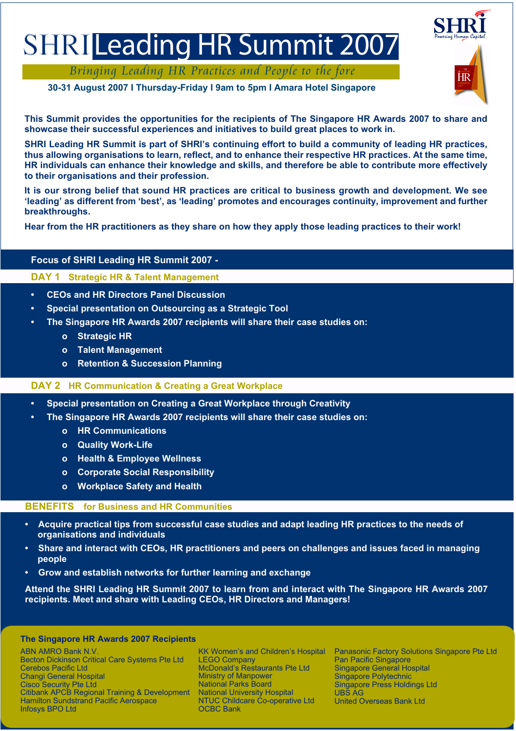# SHRI Leading HR Summit 2007

*Bringing Leading HR Practices and People to the fore*

**30-31 August 2007 I Thursday-Friday I 9am to 5pm I Amara Hotel Singapore**

**This Summit provides the opportunities for the recipients of The Singapore HR Awards 2007 to share and showcase their successful experiences and initiatives to build great places to work in.**

**SHRI Leading HR Summit is part of SHRI's continuing effort to build a community of leading HR practices, thus allowing organisations to learn, reflect, and to enhance their respective HR practices. At the same time, HR individuals can enhance their knowledge and skills, and therefore be able to contribute more effectively to their organisations and their profession.**

**It is our strong belief that sound HR practices are critical to business growth and development. We see 'leading' as different from 'best', as 'leading' promotes and encourages continuity, improvement and further breakthroughs.**

**Hear from the HR practitioners as they share on how they apply those leading practices to their work!**

## Focus of SHRI Leading HR Summit 2007 -

### DAY 1 Strategic HR & Talent Management

- CEOs and HR Directors Panel Discussion
- Special presentation on Outsourcing as a Strategic Tool
- The Singapore HR Awards 2007 recipients will share their case studies on:
  - Strategic HR
  - Talent Management
  - Retention & Succession Planning

### DAY 2 HR Communication & Creating a Great Workplace

- Special presentation on Creating a Great Workplace through Creativity
- The Singapore HR Awards 2007 recipients will share their case studies on:
  - HR Communications
  - Quality Work-Life
  - Health & Employee Wellness
  - Corporate Social Responsibility
  - Workplace Safety and Health

### BENEFITS for Business and HR Communities

- Acquire practical tips from successful case studies and adapt leading HR practices to the needs of organisations and individuals
- Share and interact with CEOs, HR practitioners and peers on challenges and issues faced in managing people
- Grow and establish networks for further learning and exchange

**Attend the SHRI Leading HR Summit 2007 to learn from and interact with The Singapore HR Awards 2007 recipients. Meet and share with Leading CEOs, HR Directors and Managers!**

### The Singapore HR Awards 2007 Recipients

ABN AMRO Bank N.V.
Becton Dickinson Critical Care Systems Pte Ltd
Cerebos Pacific Ltd
Changi General Hospital
Cisco Security Pte Ltd
Citibank APCB Regional Training & Development
Hamilton Sundstrand Pacific Aerospace
Infosys BPO Ltd
KK Women's and Children's Hospital
LEGO Company
McDonald's Restaurants Pte Ltd
Ministry of Manpower
National Parks Board
National University Hospital
NTUC Childcare Co-operative Ltd
OCBC Bank
Panasonic Factory Solutions Singapore Pte Ltd
Pan Pacific Singapore
Singapore General Hospital
Singapore Polytechnic
Singapore Press Holdings Ltd
UBS AG
United Overseas Bank Ltd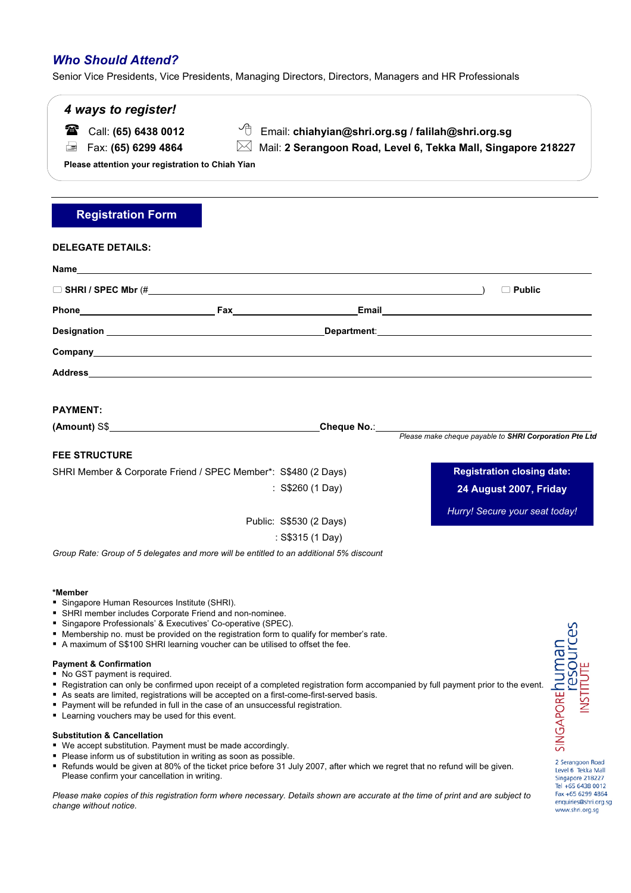## *Who Should Attend?*

Senior Vice Presidents, Vice Presidents, Managing Directors, Directors, Managers and HR Professionals

### *4 ways to register!*

Call: **(65) 6438 0012**

Fax: **(65) 6299 4864**

Email: **chiahyian@shri.org.sg / falilah@shri.org.sg**

Mail: **2 Serangoon Road, Level 6, Tekka Mall, Singapore 218227**

**Please attention your registration to Chiah Yian**

## Registration Form

**DELEGATE DETAILS:**

**Name**\_\_\_\_\_\_\_\_\_\_\_\_\_\_\_\_\_\_\_\_\_\_\_\_\_\_\_\_\_\_\_\_\_\_\_\_\_\_\_\_

☐ **SHRI / SPEC Mbr** (#\_\_\_\_\_\_\_\_\_\_\_\_\_\_\_\_\_\_\_\_\_\_\_\_\_\_\_\_) ☐ **Public**

**Phone**\_\_\_\_\_\_\_\_\_\_\_\_\_\_ **Fax**\_\_\_\_\_\_\_\_\_\_\_\_\_\_ **Email**\_\_\_\_\_\_\_\_\_\_\_\_\_\_\_\_\_\_\_\_

**Designation** \_\_\_\_\_\_\_\_\_\_\_\_\_\_\_\_\_\_\_\_ **Department**:\_\_\_\_\_\_\_\_\_\_\_\_\_\_\_\_\_\_\_\_

**Company**\_\_\_\_\_\_\_\_\_\_\_\_\_\_\_\_\_\_\_\_\_\_\_\_\_\_\_\_\_\_\_\_\_\_\_\_\_\_\_\_

**Address**\_\_\_\_\_\_\_\_\_\_\_\_\_\_\_\_\_\_\_\_\_\_\_\_\_\_\_\_\_\_\_\_\_\_\_\_\_\_\_\_

**PAYMENT:**

**(Amount)** S$\_\_\_\_\_\_\_\_\_\_\_\_\_\_\_\_\_\_\_\_ **Cheque No.**:\_\_\_\_\_\_\_\_\_\_\_\_\_\_\_\_\_\_\_\_

*Please make cheque payable to **SHRI Corporation Pte Ltd***

**FEE STRUCTURE**

SHRI Member & Corporate Friend / SPEC Member*: S$480 (2 Days)

: S$260 (1 Day)

Public: S$530 (2 Days)

: S$315 (1 Day)

*Group Rate: Group of 5 delegates and more will be entitled to an additional 5% discount*

**Registration closing date:**

**24 August 2007, Friday**

*Hurry! Secure your seat today!*

**\*Member**

- Singapore Human Resources Institute (SHRI).
- SHRI member includes Corporate Friend and non-nominee.
- Singapore Professionals' & Executives' Co-operative (SPEC).
- Membership no. must be provided on the registration form to qualify for member's rate.
- A maximum of S$100 SHRI learning voucher can be utilised to offset the fee.

**Payment & Confirmation**

- No GST payment is required.
- Registration can only be confirmed upon receipt of a completed registration form accompanied by full payment prior to the event.
- As seats are limited, registrations will be accepted on a first-come-first-served basis.
- Payment will be refunded in full in the case of an unsuccessful registration.
- Learning vouchers may be used for this event.

**Substitution & Cancellation**

- We accept substitution. Payment must be made accordingly.
- Please inform us of substitution in writing as soon as possible.
- Refunds would be given at 80% of the ticket price before 31 July 2007, after which we regret that no refund will be given. Please confirm your cancellation in writing.

*Please make copies of this registration form where necessary. Details shown are accurate at the time of print and are subject to change without notice.*

SINGAPORE human resources INSTITUTE

2 Serangoon Road
Level 6 Tekka Mall
Singapore 218227
Tel +65 6438 0012
Fax +65 6299 4864
enquiries@shri.org.sg
www.shri.org.sg